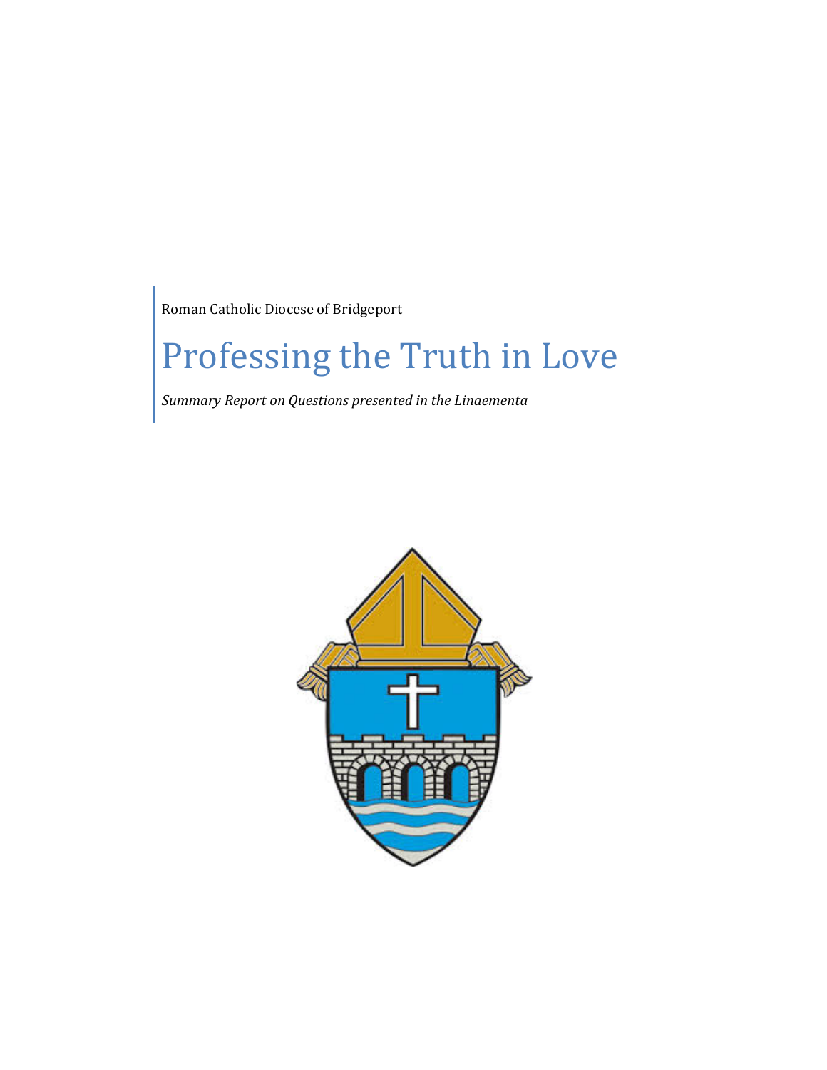Roman Catholic Diocese of Bridgeport

# Professing the Truth in Love

*Summary Report on Questions presented in the Linaementa*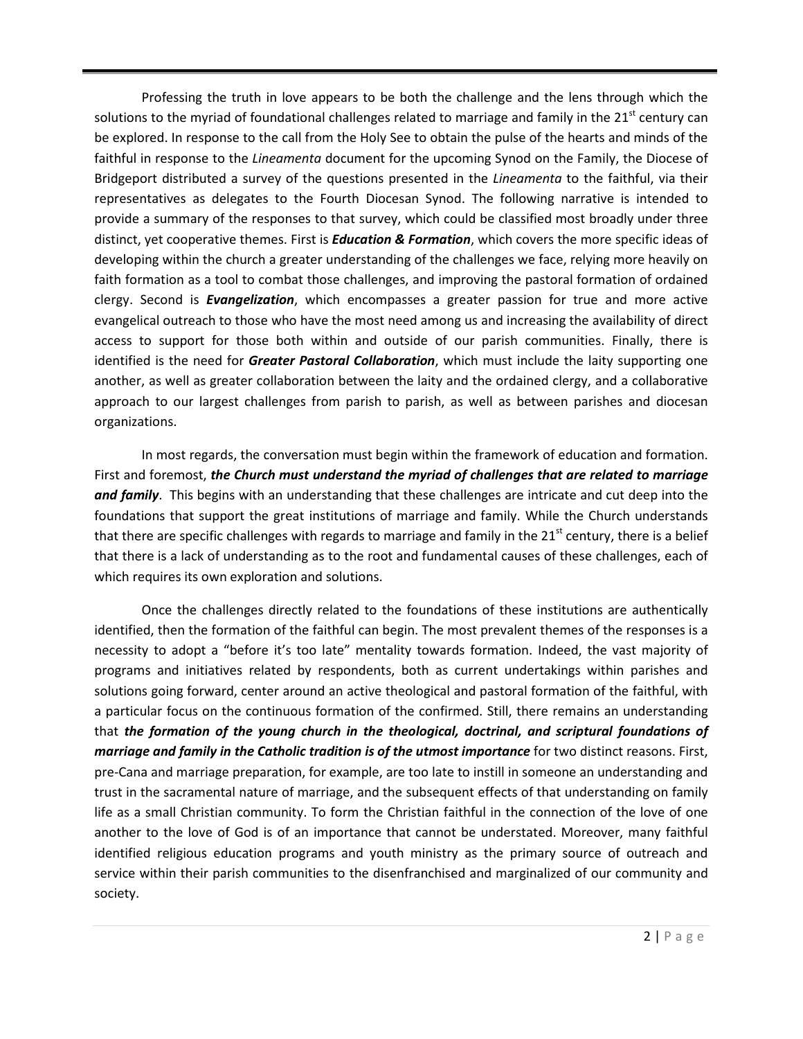Professing the truth in love appears to be both the challenge and the lens through which the solutions to the myriad of foundational challenges related to marriage and family in the 21st century can be explored. In response to the call from the Holy See to obtain the pulse of the hearts and minds of the faithful in response to the *Lineamenta* document for the upcoming Synod on the Family, the Diocese of Bridgeport distributed a survey of the questions presented in the *Lineamenta* to the faithful, via their representatives as delegates to the Fourth Diocesan Synod. The following narrative is intended to provide a summary of the responses to that survey, which could be classified most broadly under three distinct, yet cooperative themes. First is ***Education & Formation***, which covers the more specific ideas of developing within the church a greater understanding of the challenges we face, relying more heavily on faith formation as a tool to combat those challenges, and improving the pastoral formation of ordained clergy. Second is ***Evangelization***, which encompasses a greater passion for true and more active evangelical outreach to those who have the most need among us and increasing the availability of direct access to support for those both within and outside of our parish communities. Finally, there is identified is the need for ***Greater Pastoral Collaboration***, which must include the laity supporting one another, as well as greater collaboration between the laity and the ordained clergy, and a collaborative approach to our largest challenges from parish to parish, as well as between parishes and diocesan organizations.

In most regards, the conversation must begin within the framework of education and formation. First and foremost, ***the Church must understand the myriad of challenges that are related to marriage and family***. This begins with an understanding that these challenges are intricate and cut deep into the foundations that support the great institutions of marriage and family. While the Church understands that there are specific challenges with regards to marriage and family in the 21st century, there is a belief that there is a lack of understanding as to the root and fundamental causes of these challenges, each of which requires its own exploration and solutions.

Once the challenges directly related to the foundations of these institutions are authentically identified, then the formation of the faithful can begin. The most prevalent themes of the responses is a necessity to adopt a "before it's too late" mentality towards formation. Indeed, the vast majority of programs and initiatives related by respondents, both as current undertakings within parishes and solutions going forward, center around an active theological and pastoral formation of the faithful, with a particular focus on the continuous formation of the confirmed. Still, there remains an understanding that ***the formation of the young church in the theological, doctrinal, and scriptural foundations of marriage and family in the Catholic tradition is of the utmost importance*** for two distinct reasons. First, pre-Cana and marriage preparation, for example, are too late to instill in someone an understanding and trust in the sacramental nature of marriage, and the subsequent effects of that understanding on family life as a small Christian community. To form the Christian faithful in the connection of the love of one another to the love of God is of an importance that cannot be understated. Moreover, many faithful identified religious education programs and youth ministry as the primary source of outreach and service within their parish communities to the disenfranchised and marginalized of our community and society.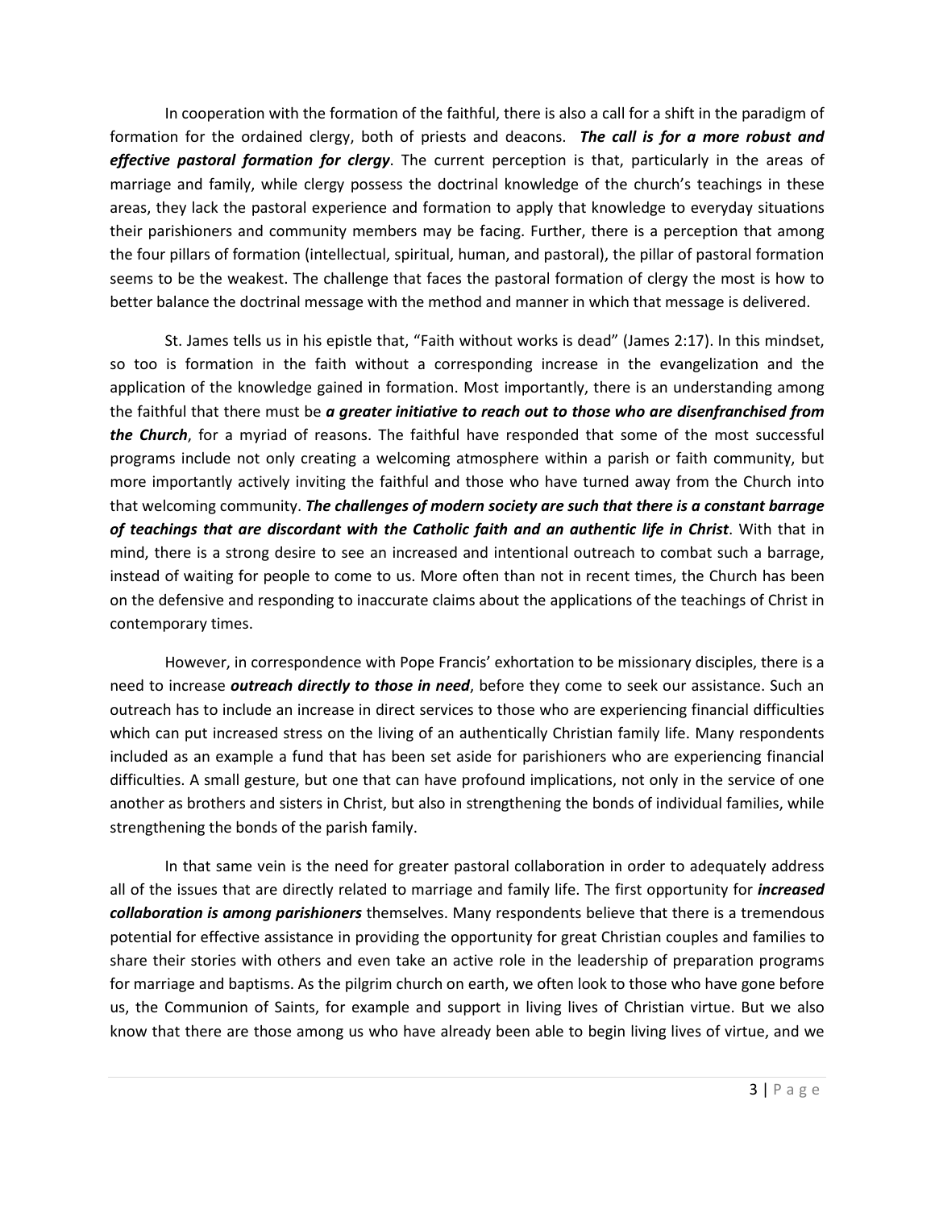In cooperation with the formation of the faithful, there is also a call for a shift in the paradigm of formation for the ordained clergy, both of priests and deacons. ***The call is for a more robust and effective pastoral formation for clergy***. The current perception is that, particularly in the areas of marriage and family, while clergy possess the doctrinal knowledge of the church's teachings in these areas, they lack the pastoral experience and formation to apply that knowledge to everyday situations their parishioners and community members may be facing. Further, there is a perception that among the four pillars of formation (intellectual, spiritual, human, and pastoral), the pillar of pastoral formation seems to be the weakest. The challenge that faces the pastoral formation of clergy the most is how to better balance the doctrinal message with the method and manner in which that message is delivered.

St. James tells us in his epistle that, "Faith without works is dead" (James 2:17). In this mindset, so too is formation in the faith without a corresponding increase in the evangelization and the application of the knowledge gained in formation. Most importantly, there is an understanding among the faithful that there must be ***a greater initiative to reach out to those who are disenfranchised from the Church***, for a myriad of reasons. The faithful have responded that some of the most successful programs include not only creating a welcoming atmosphere within a parish or faith community, but more importantly actively inviting the faithful and those who have turned away from the Church into that welcoming community. ***The challenges of modern society are such that there is a constant barrage of teachings that are discordant with the Catholic faith and an authentic life in Christ***. With that in mind, there is a strong desire to see an increased and intentional outreach to combat such a barrage, instead of waiting for people to come to us. More often than not in recent times, the Church has been on the defensive and responding to inaccurate claims about the applications of the teachings of Christ in contemporary times.

However, in correspondence with Pope Francis' exhortation to be missionary disciples, there is a need to increase ***outreach directly to those in need***, before they come to seek our assistance. Such an outreach has to include an increase in direct services to those who are experiencing financial difficulties which can put increased stress on the living of an authentically Christian family life. Many respondents included as an example a fund that has been set aside for parishioners who are experiencing financial difficulties. A small gesture, but one that can have profound implications, not only in the service of one another as brothers and sisters in Christ, but also in strengthening the bonds of individual families, while strengthening the bonds of the parish family.

In that same vein is the need for greater pastoral collaboration in order to adequately address all of the issues that are directly related to marriage and family life. The first opportunity for ***increased collaboration is among parishioners*** themselves. Many respondents believe that there is a tremendous potential for effective assistance in providing the opportunity for great Christian couples and families to share their stories with others and even take an active role in the leadership of preparation programs for marriage and baptisms. As the pilgrim church on earth, we often look to those who have gone before us, the Communion of Saints, for example and support in living lives of Christian virtue. But we also know that there are those among us who have already been able to begin living lives of virtue, and we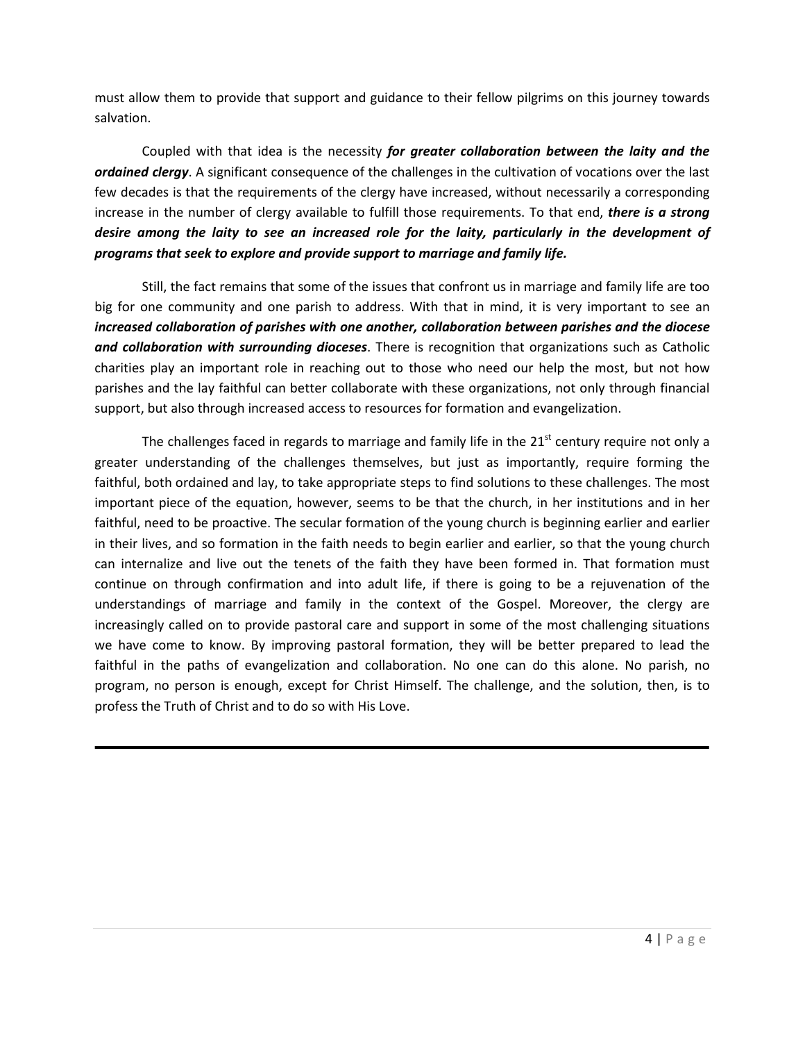must allow them to provide that support and guidance to their fellow pilgrims on this journey towards salvation.

Coupled with that idea is the necessity ***for greater collaboration between the laity and the ordained clergy***. A significant consequence of the challenges in the cultivation of vocations over the last few decades is that the requirements of the clergy have increased, without necessarily a corresponding increase in the number of clergy available to fulfill those requirements. To that end, ***there is a strong desire among the laity to see an increased role for the laity, particularly in the development of programs that seek to explore and provide support to marriage and family life.***

Still, the fact remains that some of the issues that confront us in marriage and family life are too big for one community and one parish to address. With that in mind, it is very important to see an ***increased collaboration of parishes with one another, collaboration between parishes and the diocese and collaboration with surrounding dioceses***. There is recognition that organizations such as Catholic charities play an important role in reaching out to those who need our help the most, but not how parishes and the lay faithful can better collaborate with these organizations, not only through financial support, but also through increased access to resources for formation and evangelization.

The challenges faced in regards to marriage and family life in the 21st century require not only a greater understanding of the challenges themselves, but just as importantly, require forming the faithful, both ordained and lay, to take appropriate steps to find solutions to these challenges. The most important piece of the equation, however, seems to be that the church, in her institutions and in her faithful, need to be proactive. The secular formation of the young church is beginning earlier and earlier in their lives, and so formation in the faith needs to begin earlier and earlier, so that the young church can internalize and live out the tenets of the faith they have been formed in. That formation must continue on through confirmation and into adult life, if there is going to be a rejuvenation of the understandings of marriage and family in the context of the Gospel. Moreover, the clergy are increasingly called on to provide pastoral care and support in some of the most challenging situations we have come to know. By improving pastoral formation, they will be better prepared to lead the faithful in the paths of evangelization and collaboration. No one can do this alone. No parish, no program, no person is enough, except for Christ Himself. The challenge, and the solution, then, is to profess the Truth of Christ and to do so with His Love.

---